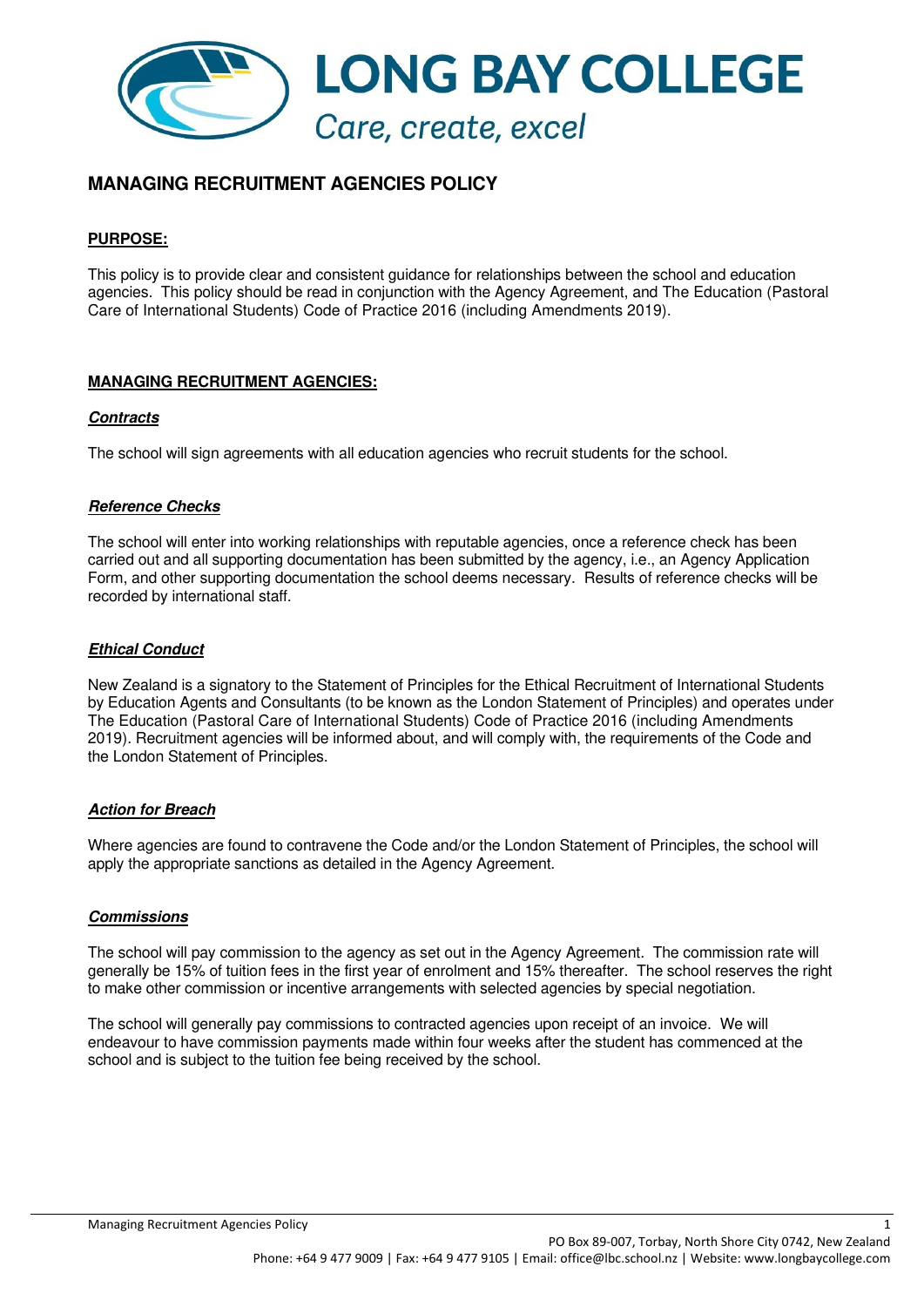# LONG BAY COLLEGE

*Care, create, excel*

## MANAGING RECRUITMENT AGENCIES POLICY

### PURPOSE:

This policy is to provide clear and consistent guidance for relationships between the school and education agencies. This policy should be read in conjunction with the Agency Agreement, and The Education (Pastoral Care of International Students) Code of Practice 2016 (including Amendments 2019).

### MANAGING RECRUITMENT AGENCIES:

#### *Contracts*

The school will sign agreements with all education agencies who recruit students for the school.

#### *Reference Checks*

The school will enter into working relationships with reputable agencies, once a reference check has been carried out and all supporting documentation has been submitted by the agency, i.e., an Agency Application Form, and other supporting documentation the school deems necessary. Results of reference checks will be recorded by international staff.

#### *Ethical Conduct*

New Zealand is a signatory to the Statement of Principles for the Ethical Recruitment of International Students by Education Agents and Consultants (to be known as the London Statement of Principles) and operates under The Education (Pastoral Care of International Students) Code of Practice 2016 (including Amendments 2019). Recruitment agencies will be informed about, and will comply with, the requirements of the Code and the London Statement of Principles.

#### *Action for Breach*

Where agencies are found to contravene the Code and/or the London Statement of Principles, the school will apply the appropriate sanctions as detailed in the Agency Agreement.

#### *Commissions*

The school will pay commission to the agency as set out in the Agency Agreement. The commission rate will generally be 15% of tuition fees in the first year of enrolment and 15% thereafter. The school reserves the right to make other commission or incentive arrangements with selected agencies by special negotiation.

The school will generally pay commissions to contracted agencies upon receipt of an invoice. We will endeavour to have commission payments made within four weeks after the student has commenced at the school and is subject to the tuition fee being received by the school.

PO Box 89-007, Torbay, North Shore City 0742, New Zealand
Phone: +64 9 477 9009 | Fax: +64 9 477 9105 | Email: office@lbc.school.nz | Website: www.longbaycollege.com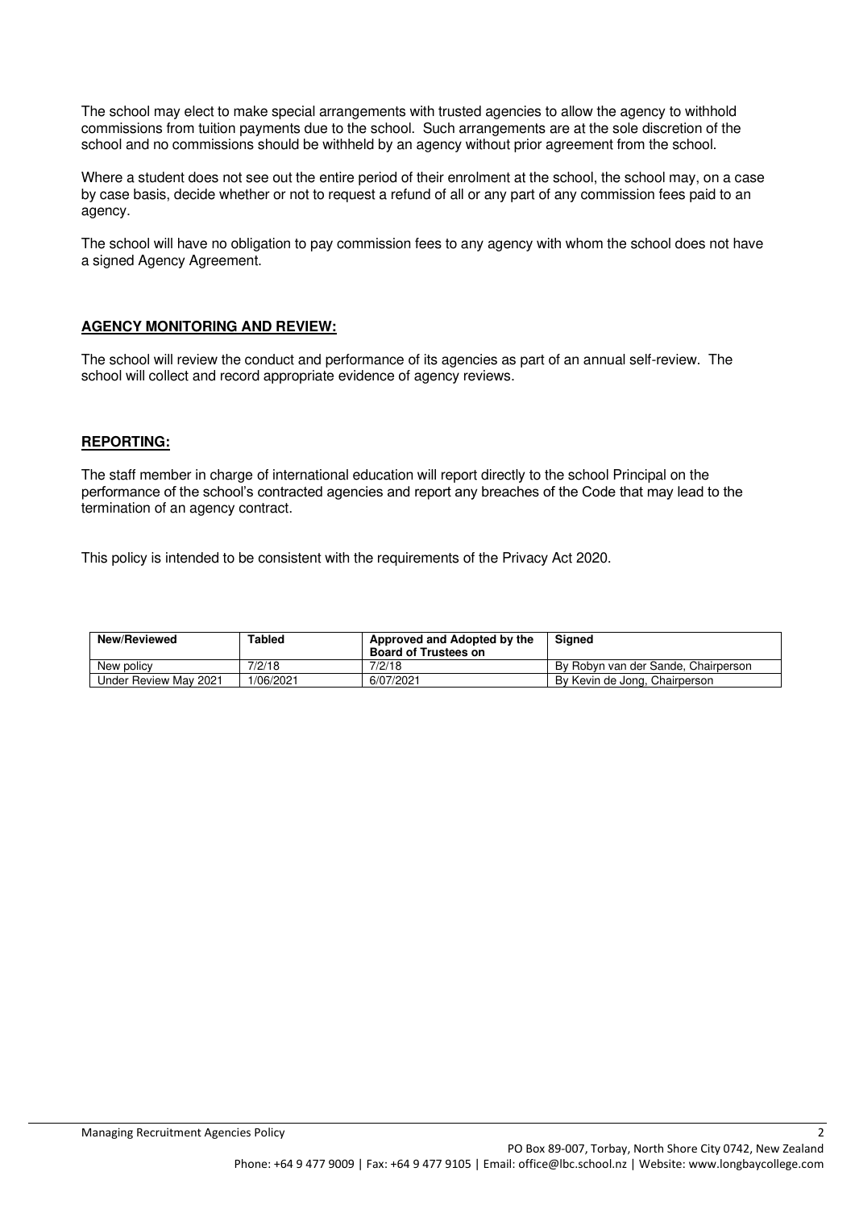The school may elect to make special arrangements with trusted agencies to allow the agency to withhold commissions from tuition payments due to the school. Such arrangements are at the sole discretion of the school and no commissions should be withheld by an agency without prior agreement from the school.

Where a student does not see out the entire period of their enrolment at the school, the school may, on a case by case basis, decide whether or not to request a refund of all or any part of any commission fees paid to an agency.

The school will have no obligation to pay commission fees to any agency with whom the school does not have a signed Agency Agreement.

## AGENCY MONITORING AND REVIEW:

The school will review the conduct and performance of its agencies as part of an annual self-review. The school will collect and record appropriate evidence of agency reviews.

## REPORTING:

The staff member in charge of international education will report directly to the school Principal on the performance of the school's contracted agencies and report any breaches of the Code that may lead to the termination of an agency contract.

This policy is intended to be consistent with the requirements of the Privacy Act 2020.

| New/Reviewed | Tabled | Approved and Adopted by the Board of Trustees on | Signed |
|---|---|---|---|
| New policy | 7/2/18 | 7/2/18 | By Robyn van der Sande, Chairperson |
| Under Review May 2021 | 1/06/2021 | 6/07/2021 | By Kevin de Jong, Chairperson |